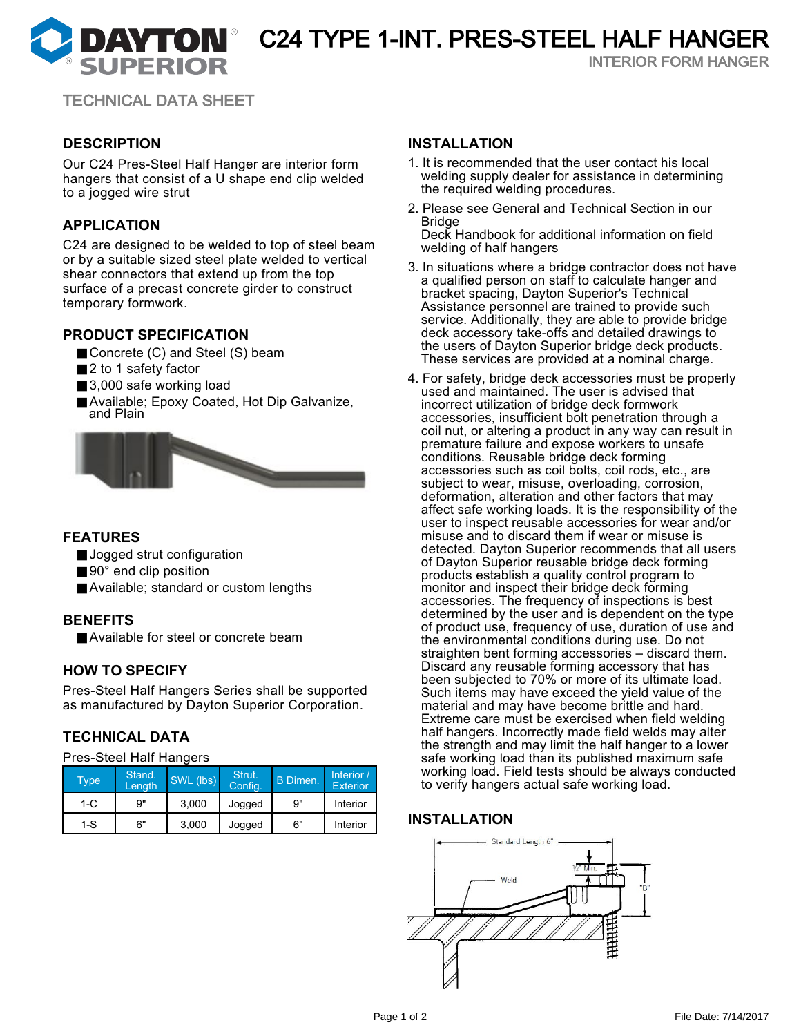# C24 TYPE 1-INT. PRES-STEEL HALF HANGER

INTERIOR FORM HANGER

TECHNICAL DATA SHEET

## DESCRIPTION

Our C24 Pres-Steel Half Hanger are interior form hangers that consist of a U shape end clip welded to a jogged wire strut

## APPLICATION

C24 are designed to be welded to top of steel beam or by a suitable sized steel plate welded to vertical shear connectors that extend up from the top surface of a precast concrete girder to construct temporary formwork.

## PRODUCT SPECIFICATION

- Concrete (C) and Steel (S) beam
- 2 to 1 safety factor
- 3,000 safe working load
- Available; Epoxy Coated, Hot Dip Galvanize, and Plain

## FEATURES

- Jogged strut configuration
- 90° end clip position
- Available; standard or custom lengths

## BENEFITS

- Available for steel or concrete beam

## HOW TO SPECIFY

Pres-Steel Half Hangers Series shall be supported as manufactured by Dayton Superior Corporation.

## TECHNICAL DATA

Pres-Steel Half Hangers

| Type | Stand. Length | SWL (lbs) | Strut. Config. | B Dimen. | Interior / Exterior |
|---|---|---|---|---|---|
| 1-C | 9" | 3,000 | Jogged | 9" | Interior |
| 1-S | 6" | 3,000 | Jogged | 6" | Interior |

## INSTALLATION

1. It is recommended that the user contact his local welding supply dealer for assistance in determining the required welding procedures.
2. Please see General and Technical Section in our Bridge Deck Handbook for additional information on field welding of half hangers
3. In situations where a bridge contractor does not have a qualified person on staff to calculate hanger and bracket spacing, Dayton Superior's Technical Assistance personnel are trained to provide such service. Additionally, they are able to provide bridge deck accessory take-offs and detailed drawings to the users of Dayton Superior bridge deck products. These services are provided at a nominal charge.
4. For safety, bridge deck accessories must be properly used and maintained. The user is advised that incorrect utilization of bridge deck formwork accessories, insufficient bolt penetration through a coil nut, or altering a product in any way can result in premature failure and expose workers to unsafe conditions. Reusable bridge deck forming accessories such as coil bolts, coil rods, etc., are subject to wear, misuse, overloading, corrosion, deformation, alteration and other factors that may affect safe working loads. It is the responsibility of the user to inspect reusable accessories for wear and/or misuse and to discard them if wear or misuse is detected. Dayton Superior recommends that all users of Dayton Superior reusable bridge deck forming products establish a quality control program to monitor and inspect their bridge deck forming accessories. The frequency of inspections is best determined by the user and is dependent on the type of product use, frequency of use, duration of use and the environmental conditions during use. Do not straighten bent forming accessories – discard them. Discard any reusable forming accessory that has been subjected to 70% or more of its ultimate load. Such items may have exceed the yield value of the material and may have become brittle and hard. Extreme care must be exercised when field welding half hangers. Incorrectly made field welds may alter the strength and may limit the half hanger to a lower safe working load than its published maximum safe working load. Field tests should be always conducted to verify hangers actual safe working load.

## INSTALLATION

Standard Length 6"

½" Min.

Weld

"B"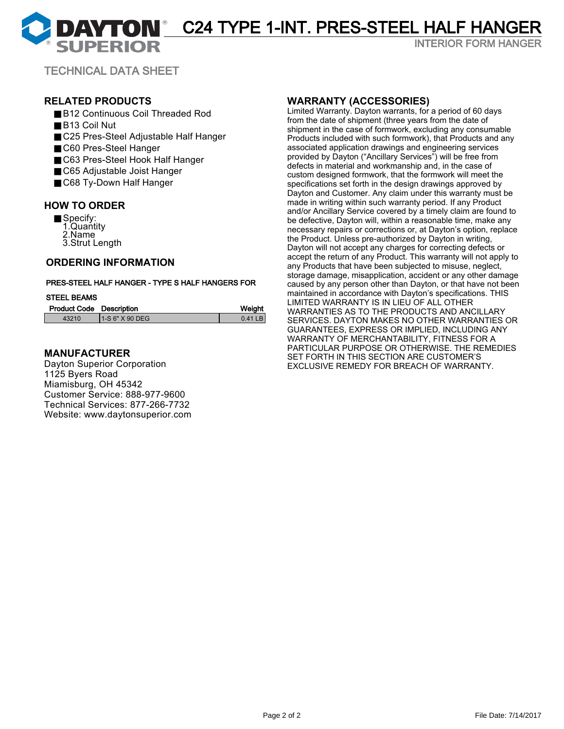# C24 TYPE 1-INT. PRES-STEEL HALF HANGER

INTERIOR FORM HANGER

TECHNICAL DATA SHEET

## RELATED PRODUCTS

- B12 Continuous Coil Threaded Rod
- B13 Coil Nut
- C25 Pres-Steel Adjustable Half Hanger
- C60 Pres-Steel Hanger
- C63 Pres-Steel Hook Half Hanger
- C65 Adjustable Joist Hanger
- C68 Ty-Down Half Hanger

## HOW TO ORDER

- Specify:
  1. Quantity
  2. Name
  3. Strut Length

## ORDERING INFORMATION

PRES-STEEL HALF HANGER - TYPE S HALF HANGERS FOR STEEL BEAMS

| Product Code | Description | Weight |
|---|---|---|
| 43210 | 1-S 6" X 90 DEG | 0.41 LB |

## MANUFACTURER

Dayton Superior Corporation
1125 Byers Road
Miamisburg, OH 45342
Customer Service: 888-977-9600
Technical Services: 877-266-7732
Website: www.daytonsuperior.com

## WARRANTY (ACCESSORIES)

Limited Warranty. Dayton warrants, for a period of 60 days from the date of shipment (three years from the date of shipment in the case of formwork, excluding any consumable Products included with such formwork), that Products and any associated application drawings and engineering services provided by Dayton ("Ancillary Services") will be free from defects in material and workmanship and, in the case of custom designed formwork, that the formwork will meet the specifications set forth in the design drawings approved by Dayton and Customer. Any claim under this warranty must be made in writing within such warranty period. If any Product and/or Ancillary Service covered by a timely claim are found to be defective, Dayton will, within a reasonable time, make any necessary repairs or corrections or, at Dayton's option, replace the Product. Unless pre-authorized by Dayton in writing, Dayton will not accept any charges for correcting defects or accept the return of any Product. This warranty will not apply to any Products that have been subjected to misuse, neglect, storage damage, misapplication, accident or any other damage caused by any person other than Dayton, or that have not been maintained in accordance with Dayton's specifications. THIS LIMITED WARRANTY IS IN LIEU OF ALL OTHER WARRANTIES AS TO THE PRODUCTS AND ANCILLARY SERVICES. DAYTON MAKES NO OTHER WARRANTIES OR GUARANTEES, EXPRESS OR IMPLIED, INCLUDING ANY WARRANTY OF MERCHANTABILITY, FITNESS FOR A PARTICULAR PURPOSE OR OTHERWISE. THE REMEDIES SET FORTH IN THIS SECTION ARE CUSTOMER'S EXCLUSIVE REMEDY FOR BREACH OF WARRANTY.

File Date: 7/14/2017